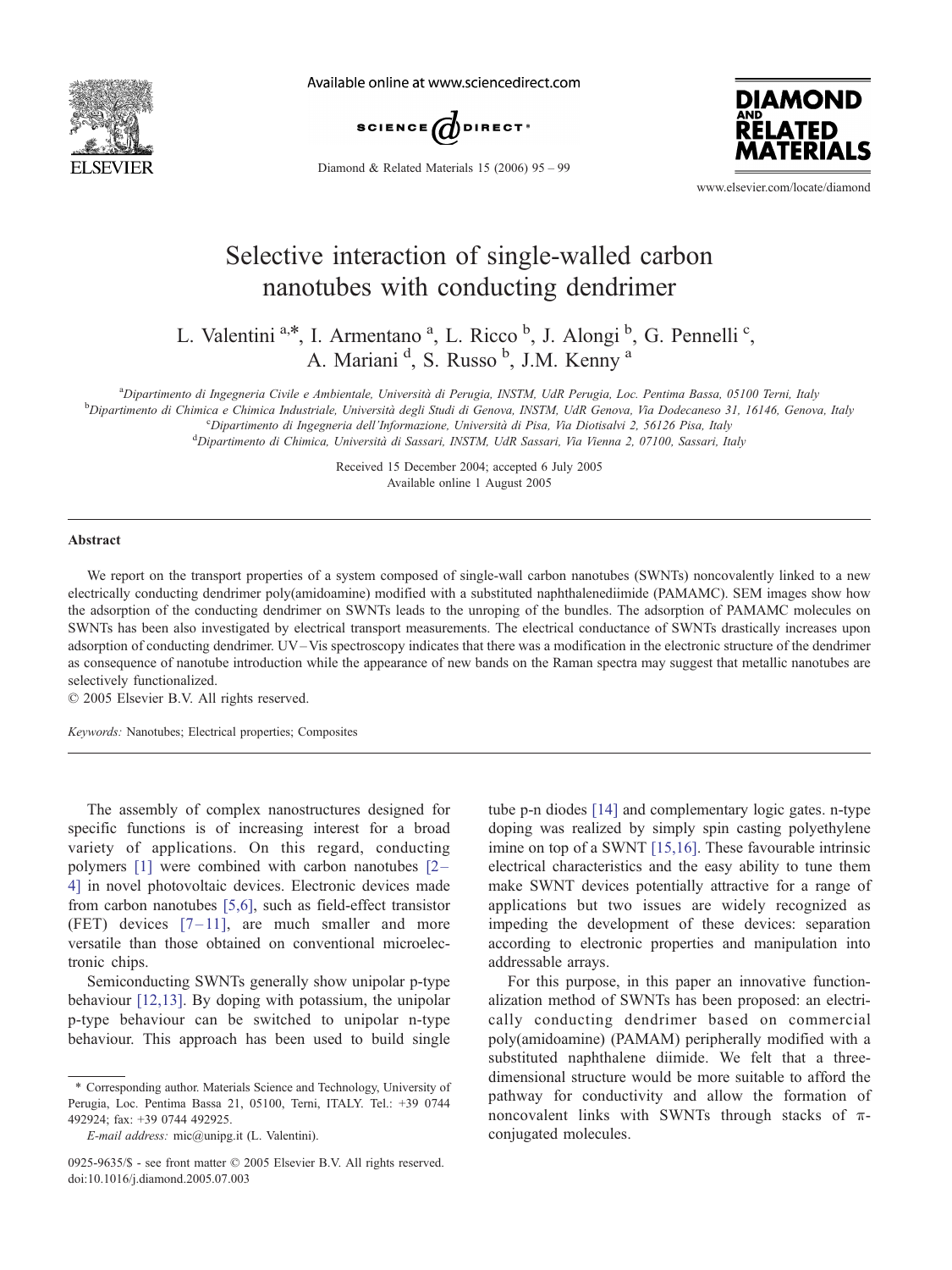# Selective interaction of single-walled carbon nanotubes with conducting dendrimer

L. Valentini [a,*], I. Armentano [a], L. Ricco [b], J. Alongi [b], G. Pennelli [c], A. Mariani [d], S. Russo [b], J.M. Kenny [a]

[a] Dipartimento di Ingegneria Civile e Ambientale, Università di Perugia, INSTM, UdR Perugia, Loc. Pentima Bassa, 05100 Terni, Italy

[b] Dipartimento di Chimica e Chimica Industriale, Università degli Studi di Genova, INSTM, UdR Genova, Via Dodecaneso 31, 16146, Genova, Italy

[c] Dipartimento di Ingegneria dell'Informazione, Università di Pisa, Via Diotisalvi 2, 56126 Pisa, Italy

[d] Dipartimento di Chimica, Università di Sassari, INSTM, UdR Sassari, Via Vienna 2, 07100, Sassari, Italy

Received 15 December 2004; accepted 6 July 2005
Available online 1 August 2005

## Abstract

We report on the transport properties of a system composed of single-wall carbon nanotubes (SWNTs) noncovalently linked to a new electrically conducting dendrimer poly(amidoamine) modified with a substituted naphthalenediimide (PAMAMC). SEM images show how the adsorption of the conducting dendrimer on SWNTs leads to the unroping of the bundles. The adsorption of PAMAMC molecules on SWNTs has been also investigated by electrical transport measurements. The electrical conductance of SWNTs drastically increases upon adsorption of conducting dendrimer. UV–Vis spectroscopy indicates that there was a modification in the electronic structure of the dendrimer as consequence of nanotube introduction while the appearance of new bands on the Raman spectra may suggest that metallic nanotubes are selectively functionalized.

© 2005 Elsevier B.V. All rights reserved.

*Keywords:* Nanotubes; Electrical properties; Composites

The assembly of complex nanostructures designed for specific functions is of increasing interest for a broad variety of applications. On this regard, conducting polymers [1] were combined with carbon nanotubes [2–4] in novel photovoltaic devices. Electronic devices made from carbon nanotubes [5,6], such as field-effect transistor (FET) devices [7–11], are much smaller and more versatile than those obtained on conventional microelectronic chips.

Semiconducting SWNTs generally show unipolar p-type behaviour [12,13]. By doping with potassium, the unipolar p-type behaviour can be switched to unipolar n-type behaviour. This approach has been used to build single tube p-n diodes [14] and complementary logic gates. n-type doping was realized by simply spin casting polyethylene imine on top of a SWNT [15,16]. These favourable intrinsic electrical characteristics and the easy ability to tune them make SWNT devices potentially attractive for a range of applications but two issues are widely recognized as impeding the development of these devices: separation according to electronic properties and manipulation into addressable arrays.

For this purpose, in this paper an innovative functionalization method of SWNTs has been proposed: an electrically conducting dendrimer based on commercial poly(amidoamine) (PAMAM) peripherally modified with a substituted naphthalene diimide. We felt that a three-dimensional structure would be more suitable to afford the pathway for conductivity and allow the formation of noncovalent links with SWNTs through stacks of π-conjugated molecules.

\* Corresponding author. Materials Science and Technology, University of Perugia, Loc. Pentima Bassa 21, 05100, Terni, ITALY. Tel.: +39 0744 492924; fax: +39 0744 492925.

*E-mail address:* mic@unipg.it (L. Valentini).

0925-9635/$ - see front matter © 2005 Elsevier B.V. All rights reserved.
doi:10.1016/j.diamond.2005.07.003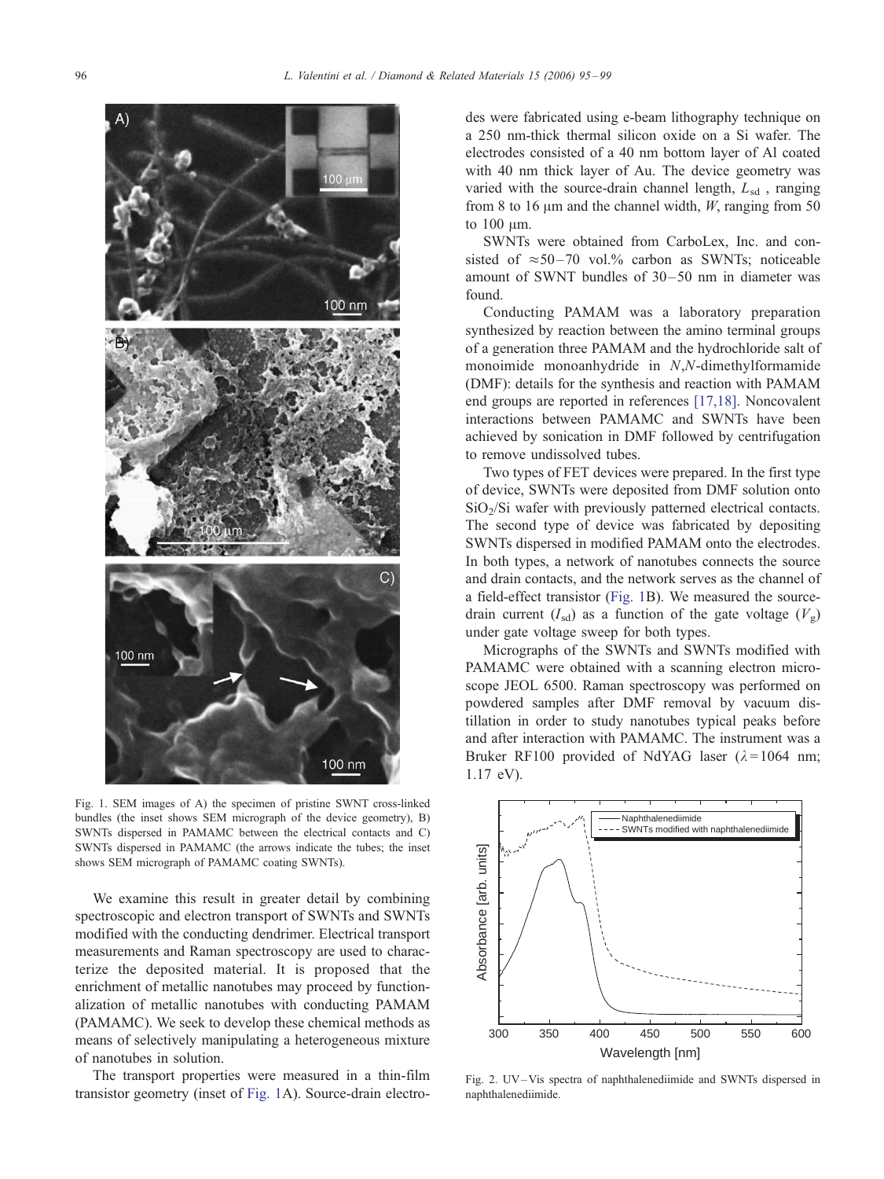Fig. 1. SEM images of A) the specimen of pristine SWNT cross-linked bundles (the inset shows SEM micrograph of the device geometry), B) SWNTs dispersed in PAMAMC between the electrical contacts and C) SWNTs dispersed in PAMAMC (the arrows indicate the tubes; the inset shows SEM micrograph of PAMAMC coating SWNTs).

We examine this result in greater detail by combining spectroscopic and electron transport of SWNTs and SWNTs modified with the conducting dendrimer. Electrical transport measurements and Raman spectroscopy are used to characterize the deposited material. It is proposed that the enrichment of metallic nanotubes may proceed by functionalization of metallic nanotubes with conducting PAMAM (PAMAMC). We seek to develop these chemical methods as means of selectively manipulating a heterogeneous mixture of nanotubes in solution.

The transport properties were measured in a thin-film transistor geometry (inset of Fig. 1A). Source-drain electrodes were fabricated using e-beam lithography technique on a 250 nm-thick thermal silicon oxide on a Si wafer. The electrodes consisted of a 40 nm bottom layer of Al coated with 40 nm thick layer of Au. The device geometry was varied with the source-drain channel length, $L_{sd}$, ranging from 8 to 16 μm and the channel width, $W$, ranging from 50 to 100 μm.

SWNTs were obtained from CarboLex, Inc. and consisted of ≈50–70 vol.% carbon as SWNTs; noticeable amount of SWNT bundles of 30–50 nm in diameter was found.

Conducting PAMAM was a laboratory preparation synthesized by reaction between the amino terminal groups of a generation three PAMAM and the hydrochloride salt of monoimide monoanhydride in *N*,*N*-dimethylformamide (DMF): details for the synthesis and reaction with PAMAM end groups are reported in references [17,18]. Noncovalent interactions between PAMAMC and SWNTs have been achieved by sonication in DMF followed by centrifugation to remove undissolved tubes.

Two types of FET devices were prepared. In the first type of device, SWNTs were deposited from DMF solution onto $SiO_2$/Si wafer with previously patterned electrical contacts. The second type of device was fabricated by depositing SWNTs dispersed in modified PAMAM onto the electrodes. In both types, a network of nanotubes connects the source and drain contacts, and the network serves as the channel of a field-effect transistor (Fig. 1B). We measured the source-drain current ($I_{sd}$) as a function of the gate voltage ($V_g$) under gate voltage sweep for both types.

Micrographs of the SWNTs and SWNTs modified with PAMAMC were obtained with a scanning electron microscope JEOL 6500. Raman spectroscopy was performed on powdered samples after DMF removal by vacuum distillation in order to study nanotubes typical peaks before and after interaction with PAMAMC. The instrument was a Bruker RF100 provided of NdYAG laser ($\lambda$ = 1064 nm; 1.17 eV).

Fig. 2. UV–Vis spectra of naphthalenediimide and SWNTs dispersed in naphthalenediimide.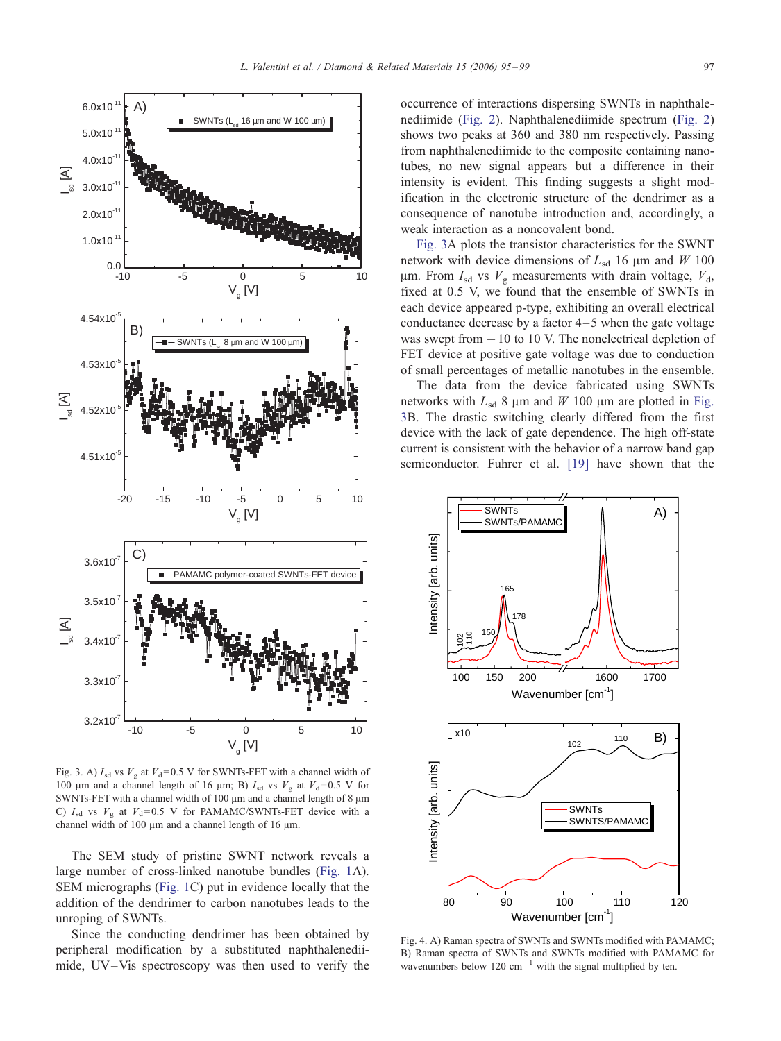Fig. 3. A) $I_{sd}$ vs $V_g$ at $V_d$=0.5 V for SWNTs-FET with a channel width of 100 μm and a channel length of 16 μm; B) $I_{sd}$ vs $V_g$ at $V_d$=0.5 V for SWNTs-FET with a channel width of 100 μm and a channel length of 8 μm C) $I_{sd}$ vs $V_g$ at $V_d$=0.5 V for PAMAMC/SWNTs-FET device with a channel width of 100 μm and a channel length of 16 μm.

The SEM study of pristine SWNT network reveals a large number of cross-linked nanotube bundles (Fig. 1A). SEM micrographs (Fig. 1C) put in evidence locally that the addition of the dendrimer to carbon nanotubes leads to the unroping of SWNTs.

Since the conducting dendrimer has been obtained by peripheral modification by a substituted naphthalenediimide, UV–Vis spectroscopy was then used to verify the occurrence of interactions dispersing SWNTs in naphthalenediimide (Fig. 2). Naphthalenediimide spectrum (Fig. 2) shows two peaks at 360 and 380 nm respectively. Passing from naphthalenediimide to the composite containing nanotubes, no new signal appears but a difference in their intensity is evident. This finding suggests a slight modification in the electronic structure of the dendrimer as a consequence of nanotube introduction and, accordingly, a weak interaction as a noncovalent bond.

Fig. 3A plots the transistor characteristics for the SWNT network with device dimensions of $L_{sd}$ 16 μm and $W$ 100 μm. From $I_{sd}$ vs $V_g$ measurements with drain voltage, $V_d$, fixed at 0.5 V, we found that the ensemble of SWNTs in each device appeared p-type, exhibiting an overall electrical conductance decrease by a factor 4–5 when the gate voltage was swept from −10 to 10 V. The nonelectrical depletion of FET device at positive gate voltage was due to conduction of small percentages of metallic nanotubes in the ensemble.

The data from the device fabricated using SWNTs networks with $L_{sd}$ 8 μm and $W$ 100 μm are plotted in Fig. 3B. The drastic switching clearly differed from the first device with the lack of gate dependence. The high off-state current is consistent with the behavior of a narrow band gap semiconductor. Fuhrer et al. [19] have shown that the

Fig. 4. A) Raman spectra of SWNTs and SWNTs modified with PAMAMC; B) Raman spectra of SWNTs and SWNTs modified with PAMAMC for wavenumbers below 120 $cm^{-1}$ with the signal multiplied by ten.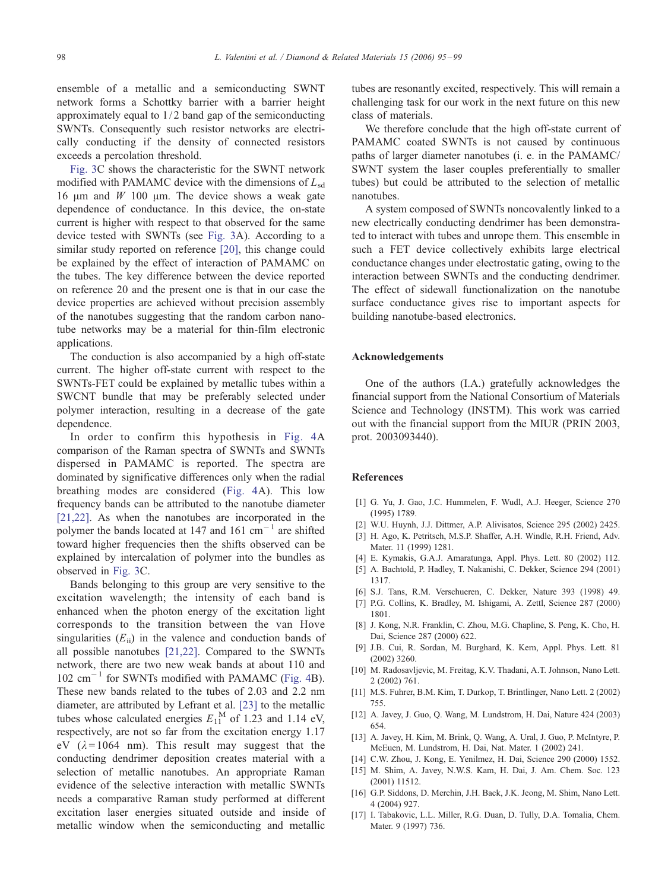ensemble of a metallic and a semiconducting SWNT network forms a Schottky barrier with a barrier height approximately equal to 1/2 band gap of the semiconducting SWNTs. Consequently such resistor networks are electrically conducting if the density of connected resistors exceeds a percolation threshold.

Fig. 3C shows the characteristic for the SWNT network modified with PAMAMC device with the dimensions of $L_{sd}$ 16 μm and $W$ 100 μm. The device shows a weak gate dependence of conductance. In this device, the on-state current is higher with respect to that observed for the same device tested with SWNTs (see Fig. 3A). According to a similar study reported on reference [20], this change could be explained by the effect of interaction of PAMAMC on the tubes. The key difference between the device reported on reference 20 and the present one is that in our case the device properties are achieved without precision assembly of the nanotubes suggesting that the random carbon nanotube networks may be a material for thin-film electronic applications.

The conduction is also accompanied by a high off-state current. The higher off-state current with respect to the SWNTs-FET could be explained by metallic tubes within a SWCNT bundle that may be preferably selected under polymer interaction, resulting in a decrease of the gate dependence.

In order to confirm this hypothesis in Fig. 4A comparison of the Raman spectra of SWNTs and SWNTs dispersed in PAMAMC is reported. The spectra are dominated by significative differences only when the radial breathing modes are considered (Fig. 4A). This low frequency bands can be attributed to the nanotube diameter [21,22]. As when the nanotubes are incorporated in the polymer the bands located at 147 and 161 $cm^{-1}$ are shifted toward higher frequencies then the shifts observed can be explained by intercalation of polymer into the bundles as observed in Fig. 3C.

Bands belonging to this group are very sensitive to the excitation wavelength; the intensity of each band is enhanced when the photon energy of the excitation light corresponds to the transition between the van Hove singularities ($E_{ii}$) in the valence and conduction bands of all possible nanotubes [21,22]. Compared to the SWNTs network, there are two new weak bands at about 110 and 102 $cm^{-1}$ for SWNTs modified with PAMAMC (Fig. 4B). These new bands related to the tubes of 2.03 and 2.2 nm diameter, are attributed by Lefrant et al. [23] to the metallic tubes whose calculated energies $E_{11}^{M}$ of 1.23 and 1.14 eV, respectively, are not so far from the excitation energy 1.17 eV ($\lambda$ = 1064 nm). This result may suggest that the conducting dendrimer deposition creates material with a selection of metallic nanotubes. An appropriate Raman evidence of the selective interaction with metallic SWNTs needs a comparative Raman study performed at different excitation laser energies situated outside and inside of metallic window when the semiconducting and metallic tubes are resonantly excited, respectively. This will remain a challenging task for our work in the next future on this new class of materials.

We therefore conclude that the high off-state current of PAMAMC coated SWNTs is not caused by continuous paths of larger diameter nanotubes (i. e. in the PAMAMC/SWNT system the laser couples preferentially to smaller tubes) but could be attributed to the selection of metallic nanotubes.

A system composed of SWNTs noncovalently linked to a new electrically conducting dendrimer has been demonstrated to interact with tubes and unrope them. This ensemble in such a FET device collectively exhibits large electrical conductance changes under electrostatic gating, owing to the interaction between SWNTs and the conducting dendrimer. The effect of sidewall functionalization on the nanotube surface conductance gives rise to important aspects for building nanotube-based electronics.

## Acknowledgements

One of the authors (I.A.) gratefully acknowledges the financial support from the National Consortium of Materials Science and Technology (INSTM). This work was carried out with the financial support from the MIUR (PRIN 2003, prot. 2003093440).

## References

[1] G. Yu, J. Gao, J.C. Hummelen, F. Wudl, A.J. Heeger, Science 270 (1995) 1789.
[2] W.U. Huynh, J.J. Dittmer, A.P. Alivisatos, Science 295 (2002) 2425.
[3] H. Ago, K. Petritsch, M.S.P. Shaffer, A.H. Windle, R.H. Friend, Adv. Mater. 11 (1999) 1281.
[4] E. Kymakis, G.A.J. Amaratunga, Appl. Phys. Lett. 80 (2002) 112.
[5] A. Bachtold, P. Hadley, T. Nakanishi, C. Dekker, Science 294 (2001) 1317.
[6] S.J. Tans, R.M. Verschueren, C. Dekker, Nature 393 (1998) 49.
[7] P.G. Collins, K. Bradley, M. Ishigami, A. Zettl, Science 287 (2000) 1801.
[8] J. Kong, N.R. Franklin, C. Zhou, M.G. Chapline, S. Peng, K. Cho, H. Dai, Science 287 (2000) 622.
[9] J.B. Cui, R. Sordan, M. Burghard, K. Kern, Appl. Phys. Lett. 81 (2002) 3260.
[10] M. Radosavljevic, M. Freitag, K.V. Thadani, A.T. Johnson, Nano Lett. 2 (2002) 761.
[11] M.S. Fuhrer, B.M. Kim, T. Durkop, T. Brintlinger, Nano Lett. 2 (2002) 755.
[12] A. Javey, J. Guo, Q. Wang, M. Lundstrom, H. Dai, Nature 424 (2003) 654.
[13] A. Javey, H. Kim, M. Brink, Q. Wang, A. Ural, J. Guo, P. McIntyre, P. McEuen, M. Lundstrom, H. Dai, Nat. Mater. 1 (2002) 241.
[14] C.W. Zhou, J. Kong, E. Yenilmez, H. Dai, Science 290 (2000) 1552.
[15] M. Shim, A. Javey, N.W.S. Kam, H. Dai, J. Am. Chem. Soc. 123 (2001) 11512.
[16] G.P. Siddons, D. Merchin, J.H. Back, J.K. Jeong, M. Shim, Nano Lett. 4 (2004) 927.
[17] I. Tabakovic, L.L. Miller, R.G. Duan, D. Tully, D.A. Tomalia, Chem. Mater. 9 (1997) 736.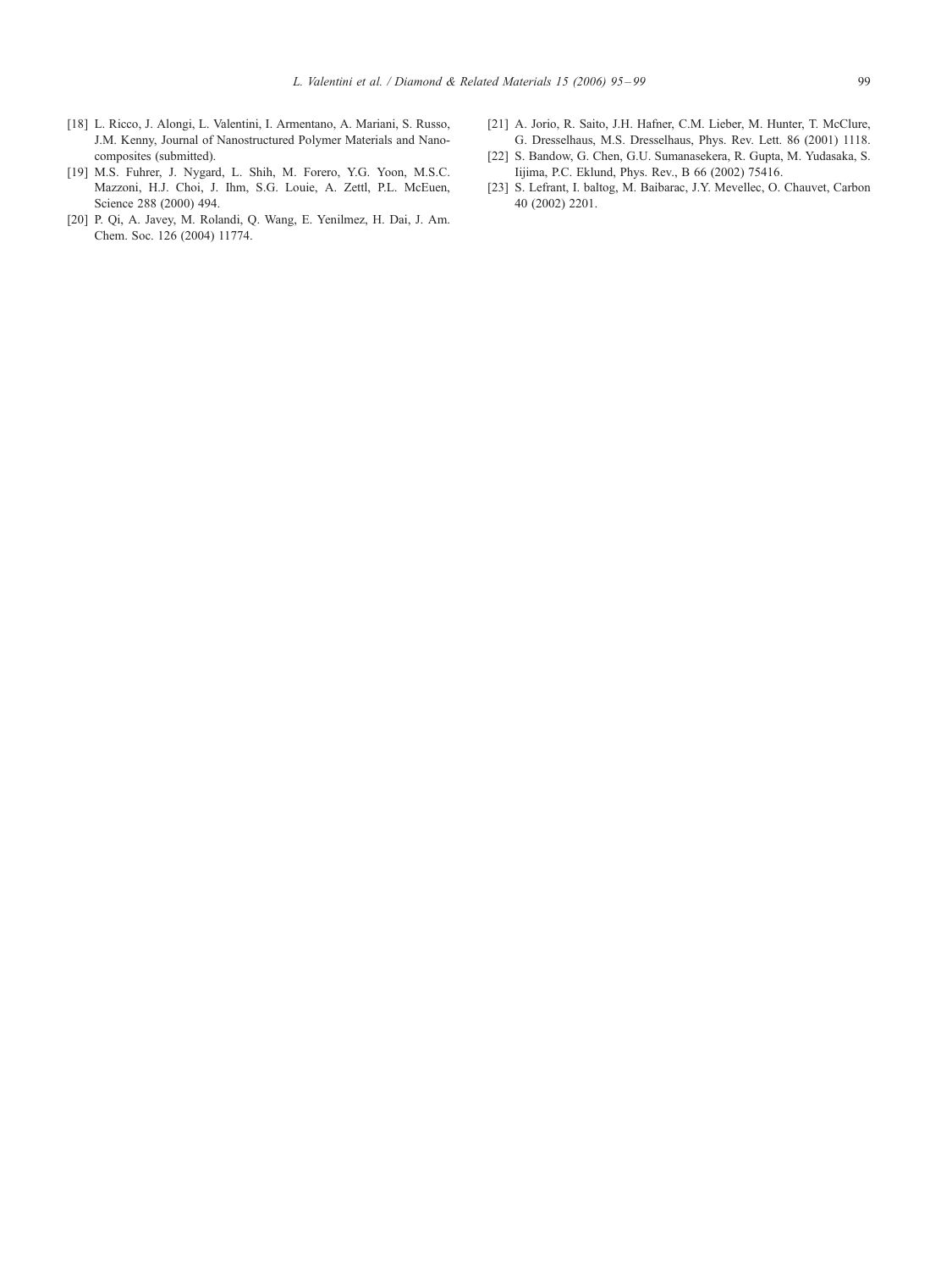[18] L. Ricco, J. Alongi, L. Valentini, I. Armentano, A. Mariani, S. Russo, J.M. Kenny, Journal of Nanostructured Polymer Materials and Nanocomposites (submitted).

[19] M.S. Fuhrer, J. Nygard, L. Shih, M. Forero, Y.G. Yoon, M.S.C. Mazzoni, H.J. Choi, J. Ihm, S.G. Louie, A. Zettl, P.L. McEuen, Science 288 (2000) 494.

[20] P. Qi, A. Javey, M. Rolandi, Q. Wang, E. Yenilmez, H. Dai, J. Am. Chem. Soc. 126 (2004) 11774.

[21] A. Jorio, R. Saito, J.H. Hafner, C.M. Lieber, M. Hunter, T. McClure, G. Dresselhaus, M.S. Dresselhaus, Phys. Rev. Lett. 86 (2001) 1118.

[22] S. Bandow, G. Chen, G.U. Sumanasekera, R. Gupta, M. Yudasaka, S. Iijima, P.C. Eklund, Phys. Rev., B 66 (2002) 75416.

[23] S. Lefrant, I. baltog, M. Baibarac, J.Y. Mevellec, O. Chauvet, Carbon 40 (2002) 2201.